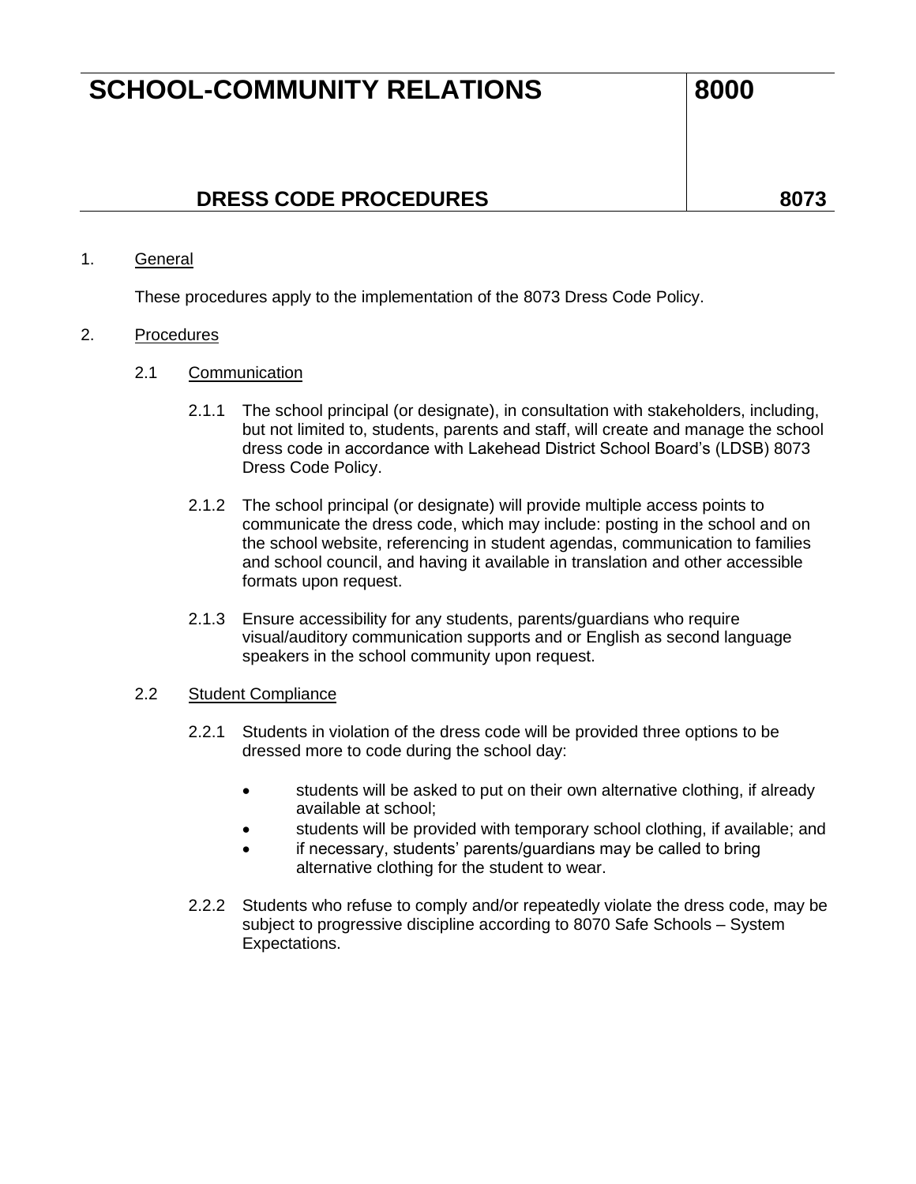# SCHOOL-COMMUNITY RELATIONS 8000

## DRESS CODE PROCEDURES 8073

1. General

   These procedures apply to the implementation of the 8073 Dress Code Policy.

2. Procedures

   2.1 Communication

   2.1.1 The school principal (or designate), in consultation with stakeholders, including, but not limited to, students, parents and staff, will create and manage the school dress code in accordance with Lakehead District School Board's (LDSB) 8073 Dress Code Policy.

   2.1.2 The school principal (or designate) will provide multiple access points to communicate the dress code, which may include: posting in the school and on the school website, referencing in student agendas, communication to families and school council, and having it available in translation and other accessible formats upon request.

   2.1.3 Ensure accessibility for any students, parents/guardians who require visual/auditory communication supports and or English as second language speakers in the school community upon request.

   2.2 Student Compliance

   2.2.1 Students in violation of the dress code will be provided three options to be dressed more to code during the school day:

   - students will be asked to put on their own alternative clothing, if already available at school;
   - students will be provided with temporary school clothing, if available; and
   - if necessary, students' parents/guardians may be called to bring alternative clothing for the student to wear.

   2.2.2 Students who refuse to comply and/or repeatedly violate the dress code, may be subject to progressive discipline according to 8070 Safe Schools – System Expectations.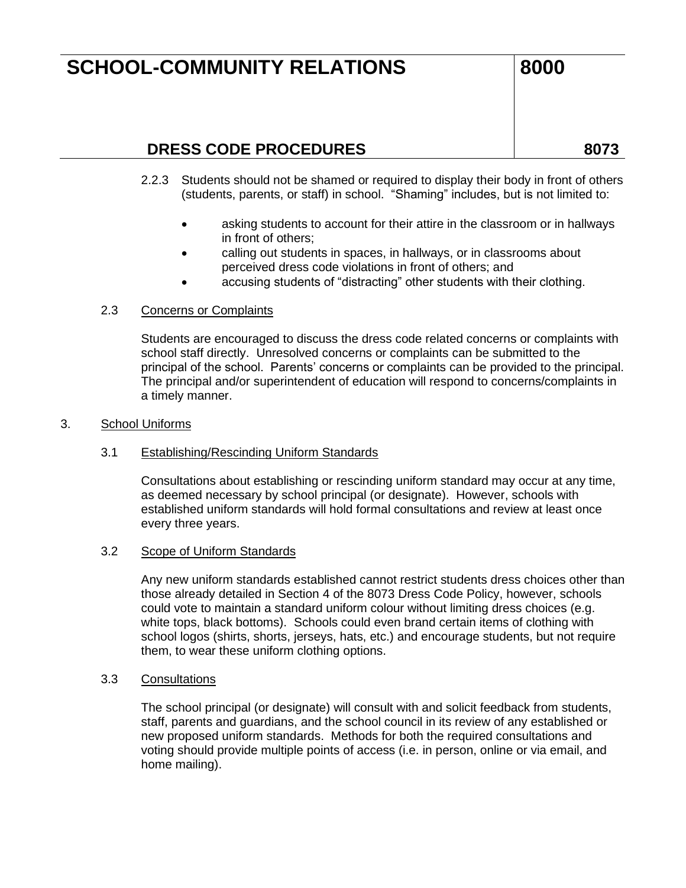2.2.3 Students should not be shamed or required to display their body in front of others (students, parents, or staff) in school. "Shaming" includes, but is not limited to:

- asking students to account for their attire in the classroom or in hallways in front of others;
- calling out students in spaces, in hallways, or in classrooms about perceived dress code violations in front of others; and
- accusing students of "distracting" other students with their clothing.

### 2.3 Concerns or Complaints

Students are encouraged to discuss the dress code related concerns or complaints with school staff directly. Unresolved concerns or complaints can be submitted to the principal of the school. Parents' concerns or complaints can be provided to the principal. The principal and/or superintendent of education will respond to concerns/complaints in a timely manner.

## 3. School Uniforms

### 3.1 Establishing/Rescinding Uniform Standards

Consultations about establishing or rescinding uniform standard may occur at any time, as deemed necessary by school principal (or designate). However, schools with established uniform standards will hold formal consultations and review at least once every three years.

### 3.2 Scope of Uniform Standards

Any new uniform standards established cannot restrict students dress choices other than those already detailed in Section 4 of the 8073 Dress Code Policy, however, schools could vote to maintain a standard uniform colour without limiting dress choices (e.g. white tops, black bottoms). Schools could even brand certain items of clothing with school logos (shirts, shorts, jerseys, hats, etc.) and encourage students, but not require them, to wear these uniform clothing options.

### 3.3 Consultations

The school principal (or designate) will consult with and solicit feedback from students, staff, parents and guardians, and the school council in its review of any established or new proposed uniform standards. Methods for both the required consultations and voting should provide multiple points of access (i.e. in person, online or via email, and home mailing).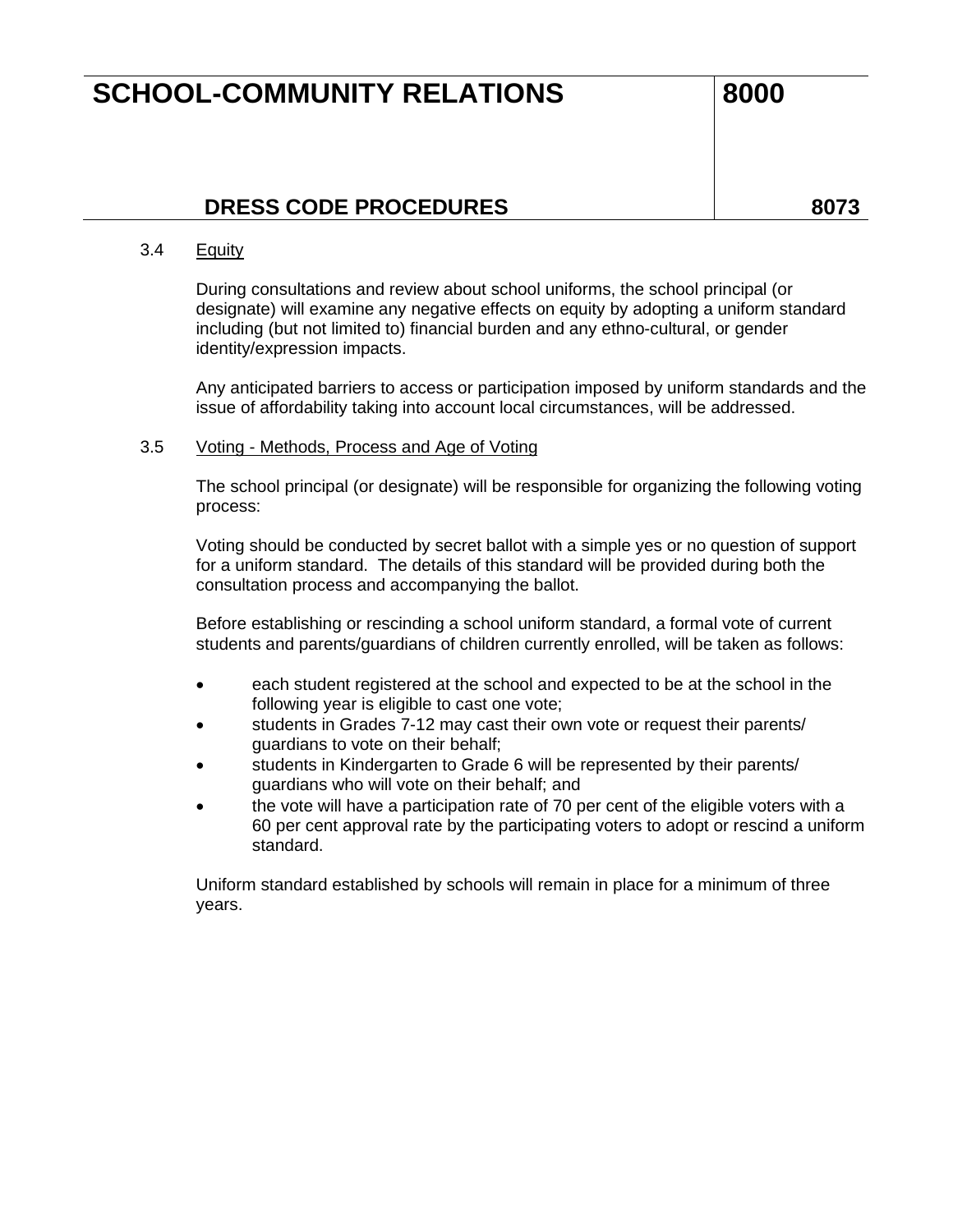### 3.4 Equity

During consultations and review about school uniforms, the school principal (or designate) will examine any negative effects on equity by adopting a uniform standard including (but not limited to) financial burden and any ethno-cultural, or gender identity/expression impacts.

Any anticipated barriers to access or participation imposed by uniform standards and the issue of affordability taking into account local circumstances, will be addressed.

### 3.5 Voting - Methods, Process and Age of Voting

The school principal (or designate) will be responsible for organizing the following voting process:

Voting should be conducted by secret ballot with a simple yes or no question of support for a uniform standard. The details of this standard will be provided during both the consultation process and accompanying the ballot.

Before establishing or rescinding a school uniform standard, a formal vote of current students and parents/guardians of children currently enrolled, will be taken as follows:

- each student registered at the school and expected to be at the school in the following year is eligible to cast one vote;
- students in Grades 7-12 may cast their own vote or request their parents/ guardians to vote on their behalf;
- students in Kindergarten to Grade 6 will be represented by their parents/ guardians who will vote on their behalf; and
- the vote will have a participation rate of 70 per cent of the eligible voters with a 60 per cent approval rate by the participating voters to adopt or rescind a uniform standard.

Uniform standard established by schools will remain in place for a minimum of three years.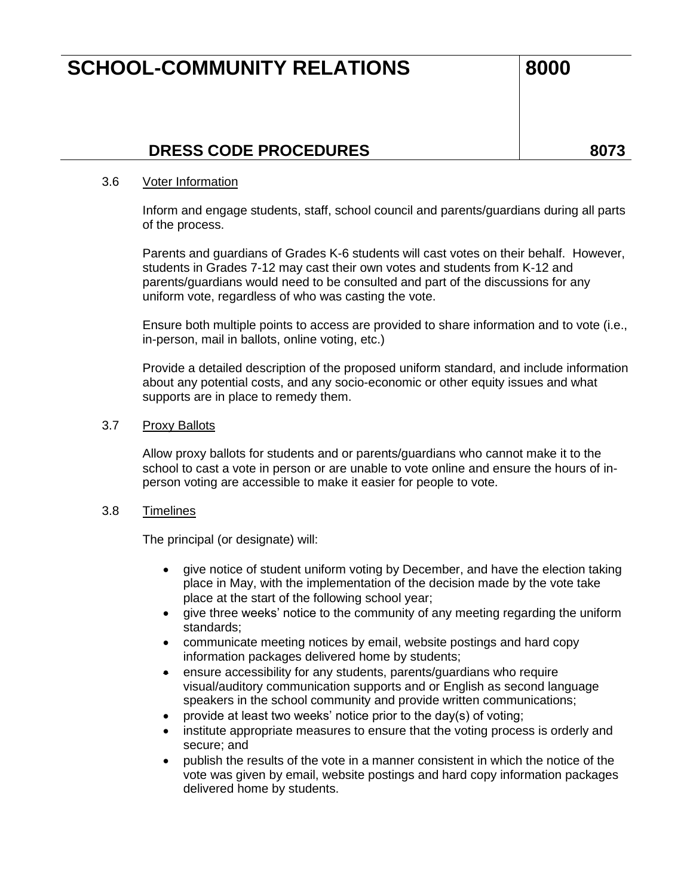### 3.6 Voter Information

Inform and engage students, staff, school council and parents/guardians during all parts of the process.

Parents and guardians of Grades K-6 students will cast votes on their behalf. However, students in Grades 7-12 may cast their own votes and students from K-12 and parents/guardians would need to be consulted and part of the discussions for any uniform vote, regardless of who was casting the vote.

Ensure both multiple points to access are provided to share information and to vote (i.e., in-person, mail in ballots, online voting, etc.)

Provide a detailed description of the proposed uniform standard, and include information about any potential costs, and any socio-economic or other equity issues and what supports are in place to remedy them.

### 3.7 Proxy Ballots

Allow proxy ballots for students and or parents/guardians who cannot make it to the school to cast a vote in person or are unable to vote online and ensure the hours of in-person voting are accessible to make it easier for people to vote.

### 3.8 Timelines

The principal (or designate) will:

- give notice of student uniform voting by December, and have the election taking place in May, with the implementation of the decision made by the vote take place at the start of the following school year;
- give three weeks' notice to the community of any meeting regarding the uniform standards;
- communicate meeting notices by email, website postings and hard copy information packages delivered home by students;
- ensure accessibility for any students, parents/guardians who require visual/auditory communication supports and or English as second language speakers in the school community and provide written communications;
- provide at least two weeks' notice prior to the day(s) of voting;
- institute appropriate measures to ensure that the voting process is orderly and secure; and
- publish the results of the vote in a manner consistent in which the notice of the vote was given by email, website postings and hard copy information packages delivered home by students.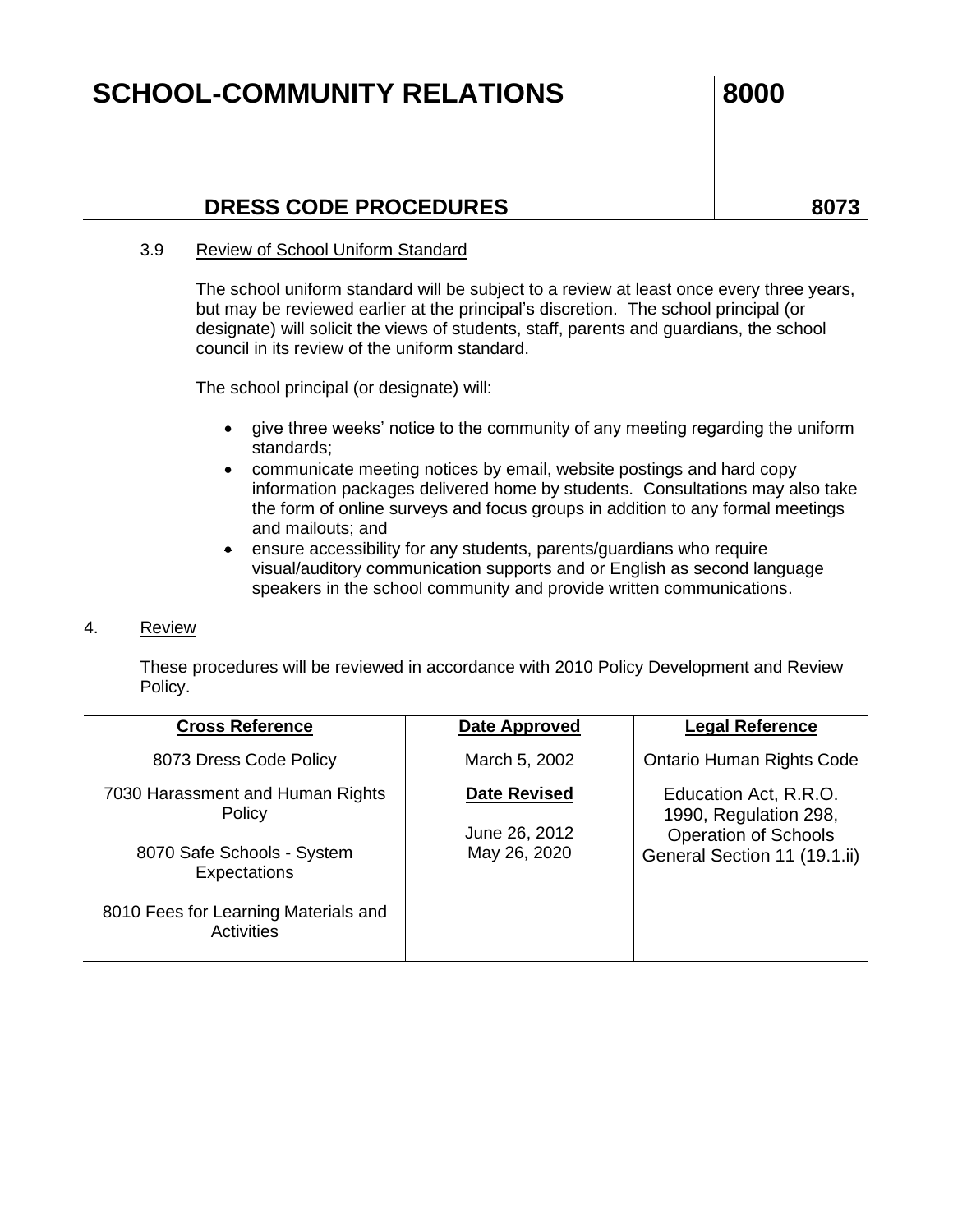3.9 Review of School Uniform Standard

The school uniform standard will be subject to a review at least once every three years, but may be reviewed earlier at the principal's discretion. The school principal (or designate) will solicit the views of students, staff, parents and guardians, the school council in its review of the uniform standard.

The school principal (or designate) will:

- give three weeks' notice to the community of any meeting regarding the uniform standards;
- communicate meeting notices by email, website postings and hard copy information packages delivered home by students. Consultations may also take the form of online surveys and focus groups in addition to any formal meetings and mailouts; and
- ensure accessibility for any students, parents/guardians who require visual/auditory communication supports and or English as second language speakers in the school community and provide written communications.

4. Review

These procedures will be reviewed in accordance with 2010 Policy Development and Review Policy.

| Cross Reference | Date Approved | Legal Reference |
| --- | --- | --- |
| 8073 Dress Code Policy | March 5, 2002 | Ontario Human Rights Code |
| 7030 Harassment and Human Rights Policy | **Date Revised** | Education Act, R.R.O. 1990, Regulation 298, Operation of Schools General Section 11 (19.1.ii) |
| 8070 Safe Schools - System Expectations | June 26, 2012<br>May 26, 2020 | |
| 8010 Fees for Learning Materials and Activities | | |